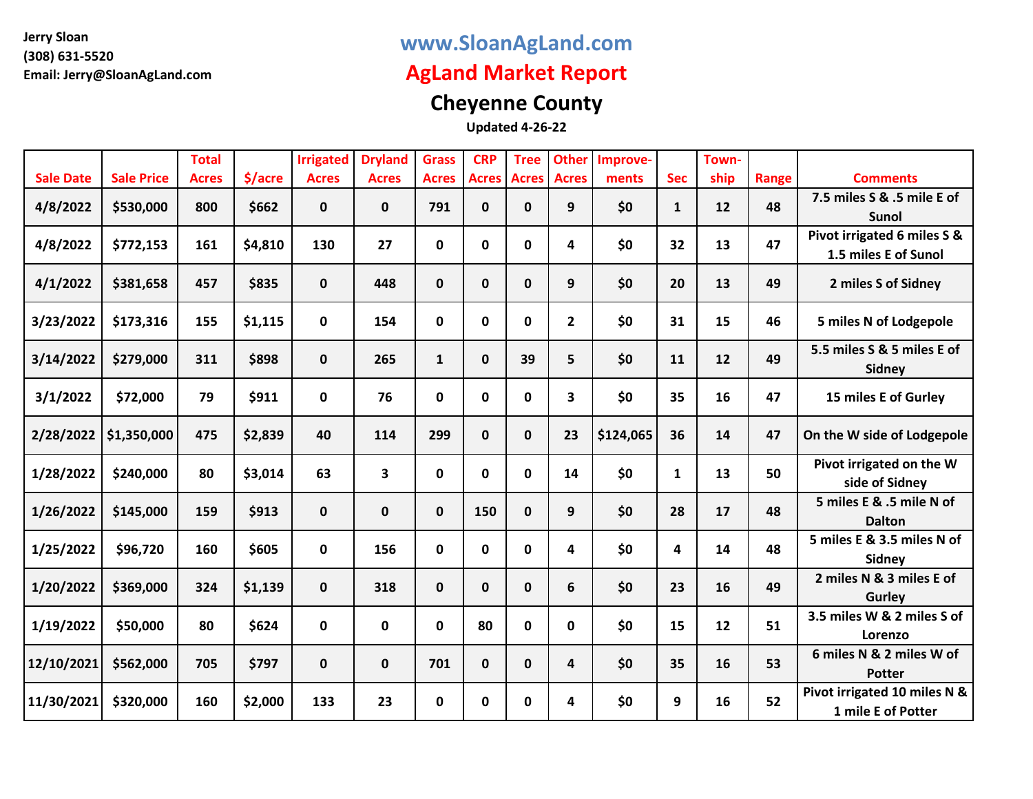Jerry Sloan
(308) 631-5520
Email: Jerry@SloanAgLand.com

# www.SloanAgLand.com

# AgLand Market Report

## Cheyenne County

**Updated 4-26-22**

| Sale Date | Sale Price | Total Acres | $/acre | Irrigated Acres | Dryland Acres | Grass Acres | CRP Acres | Tree Acres | Other Acres | Improve-ments | Sec | Town-ship | Range | Comments |
|---|---|---|---|---|---|---|---|---|---|---|---|---|---|---|
| 4/8/2022 | $530,000 | 800 | $662 | 0 | 0 | 791 | 0 | 0 | 9 | $0 | 1 | 12 | 48 | 7.5 miles S & .5 mile E of Sunol |
| 4/8/2022 | $772,153 | 161 | $4,810 | 130 | 27 | 0 | 0 | 0 | 4 | $0 | 32 | 13 | 47 | Pivot irrigated 6 miles S & 1.5 miles E of Sunol |
| 4/1/2022 | $381,658 | 457 | $835 | 0 | 448 | 0 | 0 | 0 | 9 | $0 | 20 | 13 | 49 | 2 miles S of Sidney |
| 3/23/2022 | $173,316 | 155 | $1,115 | 0 | 154 | 0 | 0 | 0 | 2 | $0 | 31 | 15 | 46 | 5 miles N of Lodgepole |
| 3/14/2022 | $279,000 | 311 | $898 | 0 | 265 | 1 | 0 | 39 | 5 | $0 | 11 | 12 | 49 | 5.5 miles S & 5 miles E of Sidney |
| 3/1/2022 | $72,000 | 79 | $911 | 0 | 76 | 0 | 0 | 0 | 3 | $0 | 35 | 16 | 47 | 15 miles E of Gurley |
| 2/28/2022 | $1,350,000 | 475 | $2,839 | 40 | 114 | 299 | 0 | 0 | 23 | $124,065 | 36 | 14 | 47 | On the W side of Lodgepole |
| 1/28/2022 | $240,000 | 80 | $3,014 | 63 | 3 | 0 | 0 | 0 | 14 | $0 | 1 | 13 | 50 | Pivot irrigated on the W side of Sidney |
| 1/26/2022 | $145,000 | 159 | $913 | 0 | 0 | 0 | 150 | 0 | 9 | $0 | 28 | 17 | 48 | 5 miles E & .5 mile N of Dalton |
| 1/25/2022 | $96,720 | 160 | $605 | 0 | 156 | 0 | 0 | 0 | 4 | $0 | 4 | 14 | 48 | 5 miles E & 3.5 miles N of Sidney |
| 1/20/2022 | $369,000 | 324 | $1,139 | 0 | 318 | 0 | 0 | 0 | 6 | $0 | 23 | 16 | 49 | 2 miles N & 3 miles E of Gurley |
| 1/19/2022 | $50,000 | 80 | $624 | 0 | 0 | 0 | 80 | 0 | 0 | $0 | 15 | 12 | 51 | 3.5 miles W & 2 miles S of Lorenzo |
| 12/10/2021 | $562,000 | 705 | $797 | 0 | 0 | 701 | 0 | 0 | 4 | $0 | 35 | 16 | 53 | 6 miles N & 2 miles W of Potter |
| 11/30/2021 | $320,000 | 160 | $2,000 | 133 | 23 | 0 | 0 | 0 | 4 | $0 | 9 | 16 | 52 | Pivot irrigated 10 miles N & 1 mile E of Potter |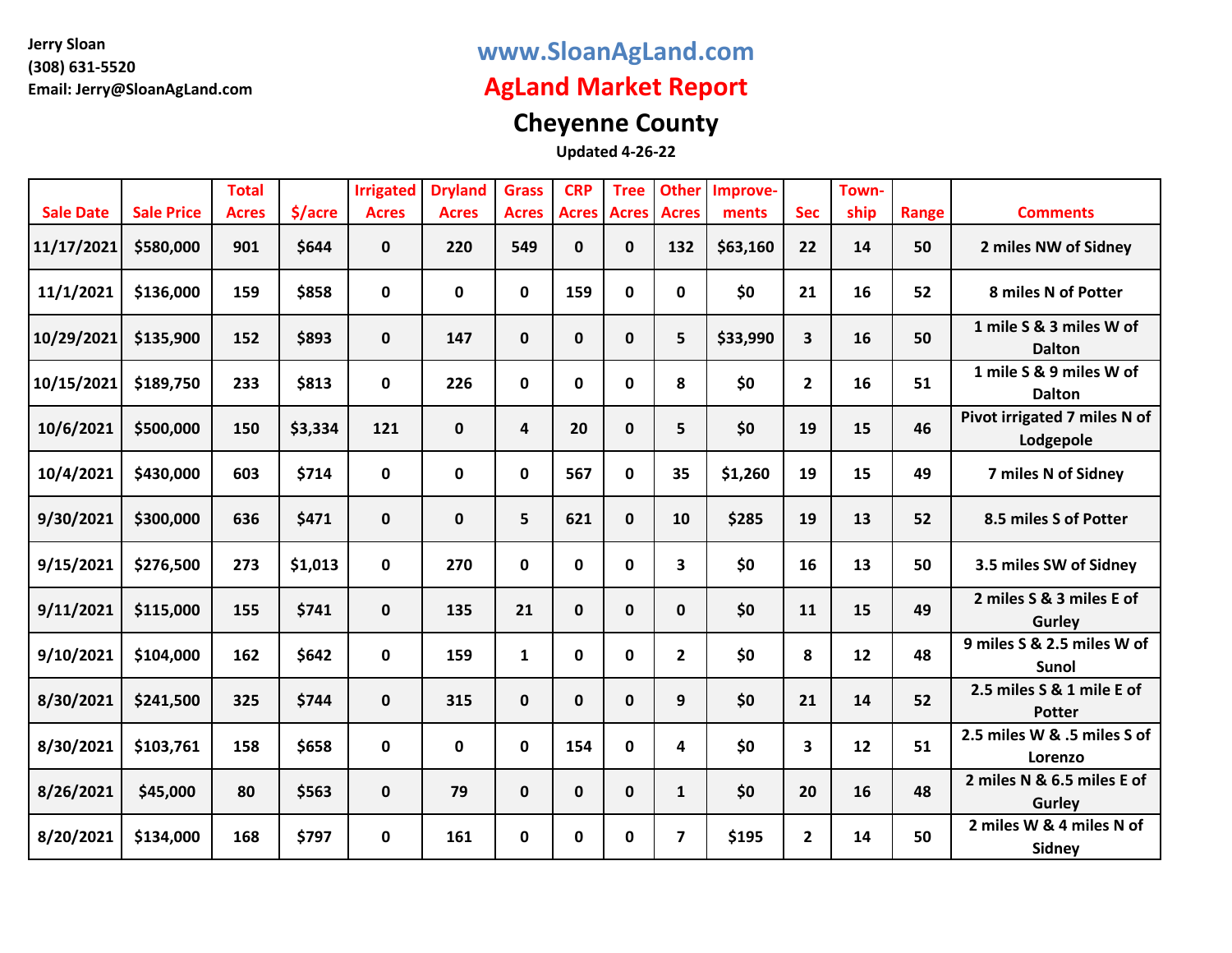Jerry Sloan
(308) 631-5520
Email: Jerry@SloanAgLand.com

# www.SloanAgLand.com

# AgLand Market Report

## Cheyenne County

**Updated 4-26-22**

| Sale Date | Sale Price | Total Acres | $/acre | Irrigated Acres | Dryland Acres | Grass Acres | CRP Acres | Tree Acres | Other Acres | Improve-ments | Sec | Town-ship | Range | Comments |
|---|---|---|---|---|---|---|---|---|---|---|---|---|---|---|
| 11/17/2021 | $580,000 | 901 | $644 | 0 | 220 | 549 | 0 | 0 | 132 | $63,160 | 22 | 14 | 50 | 2 miles NW of Sidney |
| 11/1/2021 | $136,000 | 159 | $858 | 0 | 0 | 0 | 159 | 0 | 0 | $0 | 21 | 16 | 52 | 8 miles N of Potter |
| 10/29/2021 | $135,900 | 152 | $893 | 0 | 147 | 0 | 0 | 0 | 5 | $33,990 | 3 | 16 | 50 | 1 mile S & 3 miles W of Dalton |
| 10/15/2021 | $189,750 | 233 | $813 | 0 | 226 | 0 | 0 | 0 | 8 | $0 | 2 | 16 | 51 | 1 mile S & 9 miles W of Dalton |
| 10/6/2021 | $500,000 | 150 | $3,334 | 121 | 0 | 4 | 20 | 0 | 5 | $0 | 19 | 15 | 46 | Pivot irrigated 7 miles N of Lodgepole |
| 10/4/2021 | $430,000 | 603 | $714 | 0 | 0 | 0 | 567 | 0 | 35 | $1,260 | 19 | 15 | 49 | 7 miles N of Sidney |
| 9/30/2021 | $300,000 | 636 | $471 | 0 | 0 | 5 | 621 | 0 | 10 | $285 | 19 | 13 | 52 | 8.5 miles S of Potter |
| 9/15/2021 | $276,500 | 273 | $1,013 | 0 | 270 | 0 | 0 | 0 | 3 | $0 | 16 | 13 | 50 | 3.5 miles SW of Sidney |
| 9/11/2021 | $115,000 | 155 | $741 | 0 | 135 | 21 | 0 | 0 | 0 | $0 | 11 | 15 | 49 | 2 miles S & 3 miles E of Gurley |
| 9/10/2021 | $104,000 | 162 | $642 | 0 | 159 | 1 | 0 | 0 | 2 | $0 | 8 | 12 | 48 | 9 miles S & 2.5 miles W of Sunol |
| 8/30/2021 | $241,500 | 325 | $744 | 0 | 315 | 0 | 0 | 0 | 9 | $0 | 21 | 14 | 52 | 2.5 miles S & 1 mile E of Potter |
| 8/30/2021 | $103,761 | 158 | $658 | 0 | 0 | 0 | 154 | 0 | 4 | $0 | 3 | 12 | 51 | 2.5 miles W & .5 miles S of Lorenzo |
| 8/26/2021 | $45,000 | 80 | $563 | 0 | 79 | 0 | 0 | 0 | 1 | $0 | 20 | 16 | 48 | 2 miles N & 6.5 miles E of Gurley |
| 8/20/2021 | $134,000 | 168 | $797 | 0 | 161 | 0 | 0 | 0 | 7 | $195 | 2 | 14 | 50 | 2 miles W & 4 miles N of Sidney |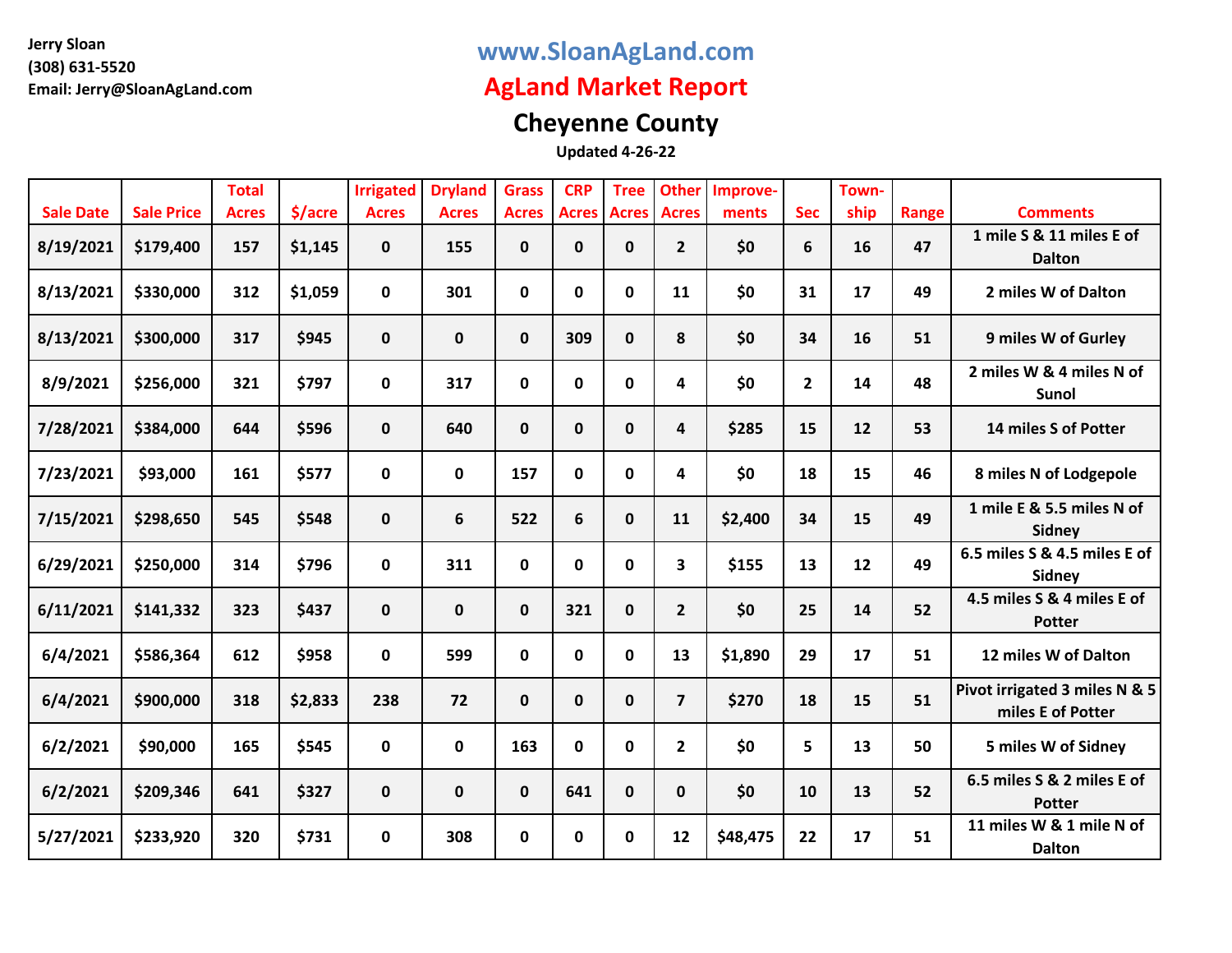**Jerry Sloan**
**(308) 631-5520**
**Email: Jerry@SloanAgLand.com**

# www.SloanAgLand.com

# AgLand Market Report

## Cheyenne County

**Updated 4-26-22**

| Sale Date | Sale Price | Total Acres | $/acre | Irrigated Acres | Dryland Acres | Grass Acres | CRP Acres | Tree Acres | Other Acres | Improve-ments | Sec | Town-ship | Range | Comments |
|---|---|---|---|---|---|---|---|---|---|---|---|---|---|---|
| 8/19/2021 | $179,400 | 157 | $1,145 | 0 | 155 | 0 | 0 | 0 | 2 | $0 | 6 | 16 | 47 | 1 mile S & 11 miles E of Dalton |
| 8/13/2021 | $330,000 | 312 | $1,059 | 0 | 301 | 0 | 0 | 0 | 11 | $0 | 31 | 17 | 49 | 2 miles W of Dalton |
| 8/13/2021 | $300,000 | 317 | $945 | 0 | 0 | 0 | 309 | 0 | 8 | $0 | 34 | 16 | 51 | 9 miles W of Gurley |
| 8/9/2021 | $256,000 | 321 | $797 | 0 | 317 | 0 | 0 | 0 | 4 | $0 | 2 | 14 | 48 | 2 miles W & 4 miles N of Sunol |
| 7/28/2021 | $384,000 | 644 | $596 | 0 | 640 | 0 | 0 | 0 | 4 | $285 | 15 | 12 | 53 | 14 miles S of Potter |
| 7/23/2021 | $93,000 | 161 | $577 | 0 | 0 | 157 | 0 | 0 | 4 | $0 | 18 | 15 | 46 | 8 miles N of Lodgepole |
| 7/15/2021 | $298,650 | 545 | $548 | 0 | 6 | 522 | 6 | 0 | 11 | $2,400 | 34 | 15 | 49 | 1 mile E & 5.5 miles N of Sidney |
| 6/29/2021 | $250,000 | 314 | $796 | 0 | 311 | 0 | 0 | 0 | 3 | $155 | 13 | 12 | 49 | 6.5 miles S & 4.5 miles E of Sidney |
| 6/11/2021 | $141,332 | 323 | $437 | 0 | 0 | 0 | 321 | 0 | 2 | $0 | 25 | 14 | 52 | 4.5 miles S & 4 miles E of Potter |
| 6/4/2021 | $586,364 | 612 | $958 | 0 | 599 | 0 | 0 | 0 | 13 | $1,890 | 29 | 17 | 51 | 12 miles W of Dalton |
| 6/4/2021 | $900,000 | 318 | $2,833 | 238 | 72 | 0 | 0 | 0 | 7 | $270 | 18 | 15 | 51 | Pivot irrigated 3 miles N & 5 miles E of Potter |
| 6/2/2021 | $90,000 | 165 | $545 | 0 | 0 | 163 | 0 | 0 | 2 | $0 | 5 | 13 | 50 | 5 miles W of Sidney |
| 6/2/2021 | $209,346 | 641 | $327 | 0 | 0 | 0 | 641 | 0 | 0 | $0 | 10 | 13 | 52 | 6.5 miles S & 2 miles E of Potter |
| 5/27/2021 | $233,920 | 320 | $731 | 0 | 308 | 0 | 0 | 0 | 12 | $48,475 | 22 | 17 | 51 | 11 miles W & 1 mile N of Dalton |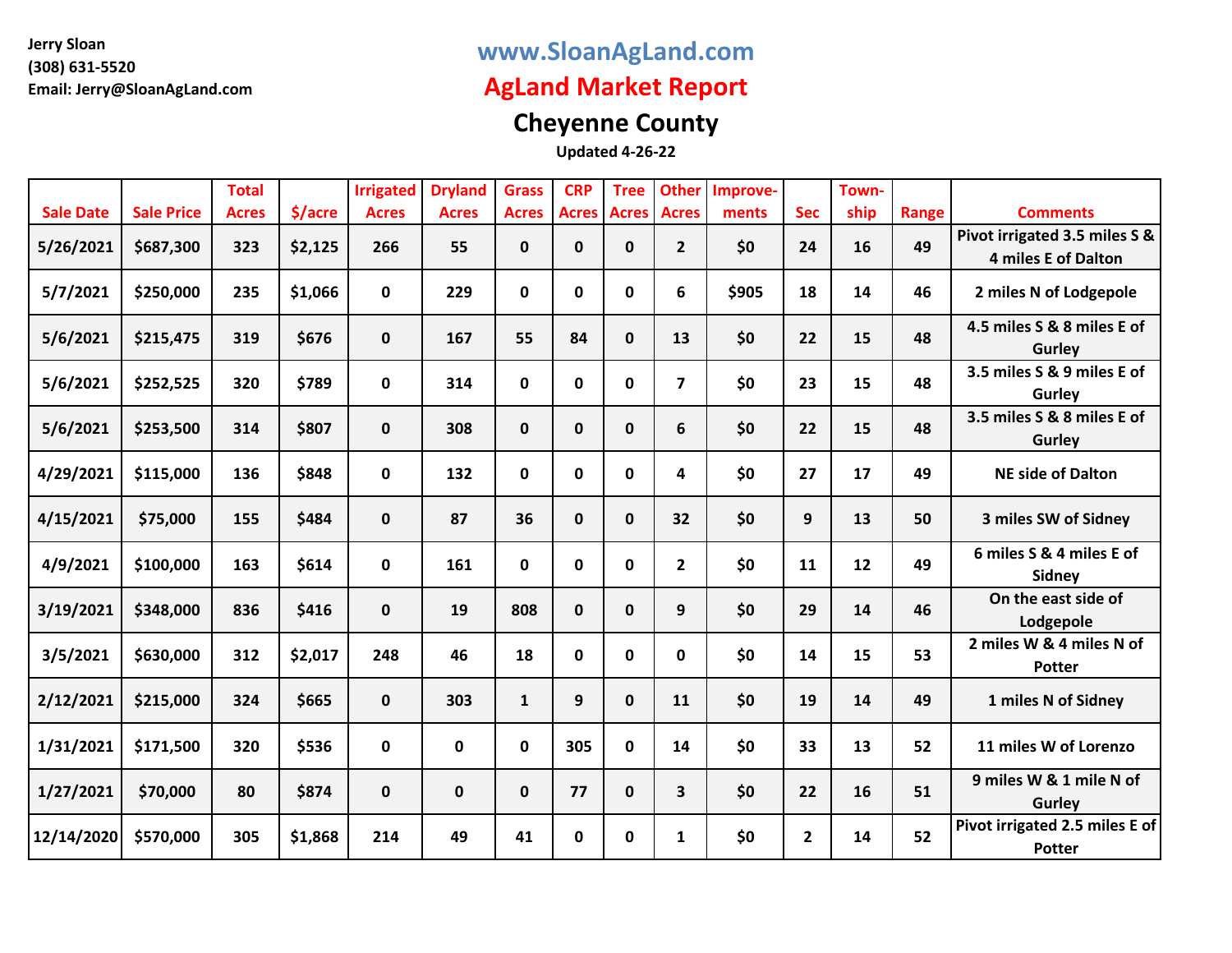Jerry Sloan
(308) 631-5520
Email: Jerry@SloanAgLand.com

# www.SloanAgLand.com

# AgLand Market Report

## Cheyenne County

Updated 4-26-22

| Sale Date | Sale Price | Total Acres | $/acre | Irrigated Acres | Dryland Acres | Grass Acres | CRP Acres | Tree Acres | Other Acres | Improve-ments | Sec | Town-ship | Range | Comments |
|---|---|---|---|---|---|---|---|---|---|---|---|---|---|---|
| 5/26/2021 | $687,300 | 323 | $2,125 | 266 | 55 | 0 | 0 | 0 | 2 | $0 | 24 | 16 | 49 | Pivot irrigated 3.5 miles S & 4 miles E of Dalton |
| 5/7/2021 | $250,000 | 235 | $1,066 | 0 | 229 | 0 | 0 | 0 | 6 | $905 | 18 | 14 | 46 | 2 miles N of Lodgepole |
| 5/6/2021 | $215,475 | 319 | $676 | 0 | 167 | 55 | 84 | 0 | 13 | $0 | 22 | 15 | 48 | 4.5 miles S & 8 miles E of Gurley |
| 5/6/2021 | $252,525 | 320 | $789 | 0 | 314 | 0 | 0 | 0 | 7 | $0 | 23 | 15 | 48 | 3.5 miles S & 9 miles E of Gurley |
| 5/6/2021 | $253,500 | 314 | $807 | 0 | 308 | 0 | 0 | 0 | 6 | $0 | 22 | 15 | 48 | 3.5 miles S & 8 miles E of Gurley |
| 4/29/2021 | $115,000 | 136 | $848 | 0 | 132 | 0 | 0 | 0 | 4 | $0 | 27 | 17 | 49 | NE side of Dalton |
| 4/15/2021 | $75,000 | 155 | $484 | 0 | 87 | 36 | 0 | 0 | 32 | $0 | 9 | 13 | 50 | 3 miles SW of Sidney |
| 4/9/2021 | $100,000 | 163 | $614 | 0 | 161 | 0 | 0 | 0 | 2 | $0 | 11 | 12 | 49 | 6 miles S & 4 miles E of Sidney |
| 3/19/2021 | $348,000 | 836 | $416 | 0 | 19 | 808 | 0 | 0 | 9 | $0 | 29 | 14 | 46 | On the east side of Lodgepole |
| 3/5/2021 | $630,000 | 312 | $2,017 | 248 | 46 | 18 | 0 | 0 | 0 | $0 | 14 | 15 | 53 | 2 miles W & 4 miles N of Potter |
| 2/12/2021 | $215,000 | 324 | $665 | 0 | 303 | 1 | 9 | 0 | 11 | $0 | 19 | 14 | 49 | 1 miles N of Sidney |
| 1/31/2021 | $171,500 | 320 | $536 | 0 | 0 | 0 | 305 | 0 | 14 | $0 | 33 | 13 | 52 | 11 miles W of Lorenzo |
| 1/27/2021 | $70,000 | 80 | $874 | 0 | 0 | 0 | 77 | 0 | 3 | $0 | 22 | 16 | 51 | 9 miles W & 1 mile N of Gurley |
| 12/14/2020 | $570,000 | 305 | $1,868 | 214 | 49 | 41 | 0 | 0 | 1 | $0 | 2 | 14 | 52 | Pivot irrigated 2.5 miles E of Potter |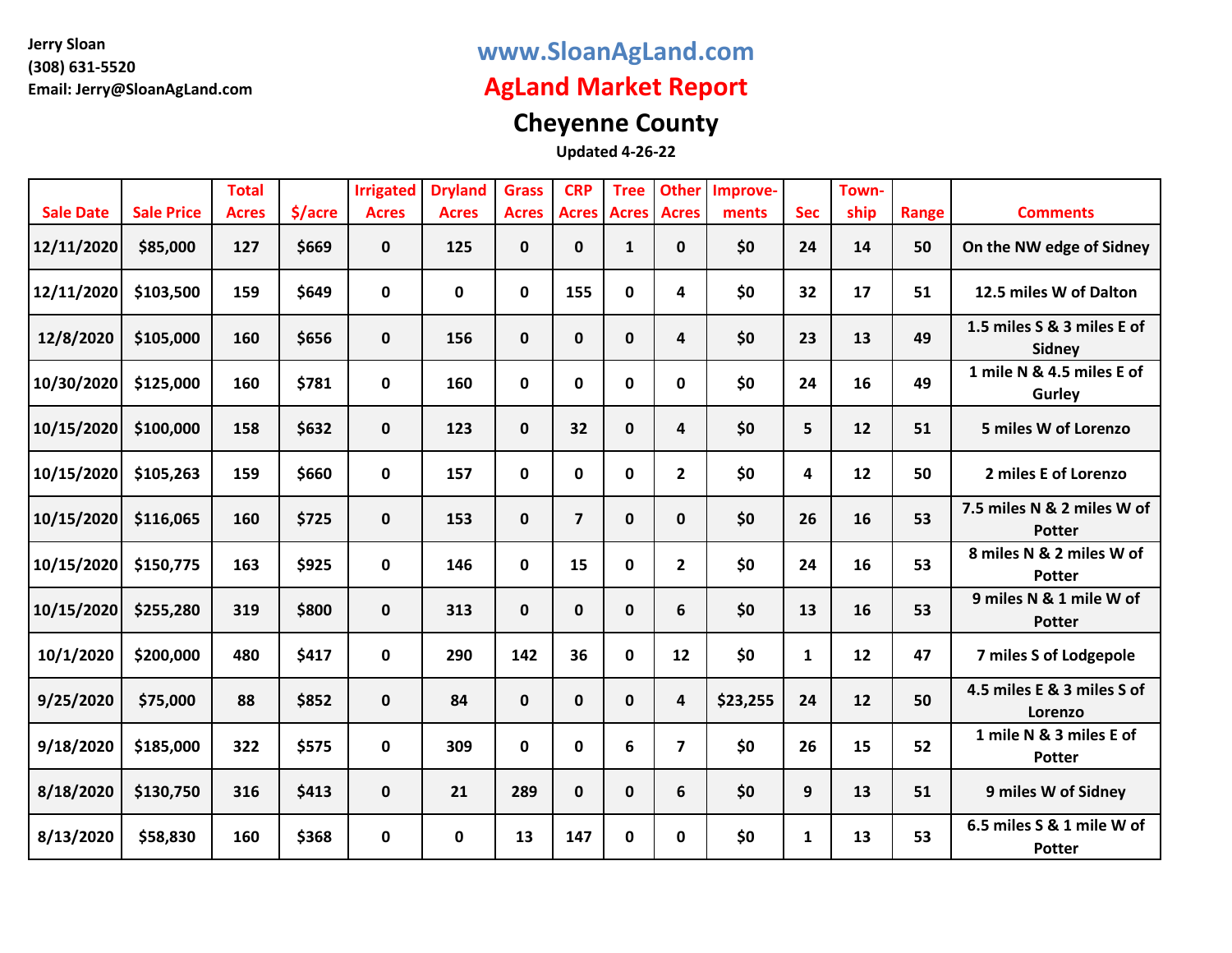Jerry Sloan
(308) 631-5520
Email: Jerry@SloanAgLand.com

# www.SloanAgLand.com

## AgLand Market Report

## Cheyenne County

**Updated 4-26-22**

| Sale Date | Sale Price | Total Acres | $/acre | Irrigated Acres | Dryland Acres | Grass Acres | CRP Acres | Tree Acres | Other Acres | Improve-ments | Sec | Town-ship | Range | Comments |
|---|---|---|---|---|---|---|---|---|---|---|---|---|---|---|
| 12/11/2020 | $85,000 | 127 | $669 | 0 | 125 | 0 | 0 | 1 | 0 | $0 | 24 | 14 | 50 | On the NW edge of Sidney |
| 12/11/2020 | $103,500 | 159 | $649 | 0 | 0 | 0 | 155 | 0 | 4 | $0 | 32 | 17 | 51 | 12.5 miles W of Dalton |
| 12/8/2020 | $105,000 | 160 | $656 | 0 | 156 | 0 | 0 | 0 | 4 | $0 | 23 | 13 | 49 | 1.5 miles S & 3 miles E of Sidney |
| 10/30/2020 | $125,000 | 160 | $781 | 0 | 160 | 0 | 0 | 0 | 0 | $0 | 24 | 16 | 49 | 1 mile N & 4.5 miles E of Gurley |
| 10/15/2020 | $100,000 | 158 | $632 | 0 | 123 | 0 | 32 | 0 | 4 | $0 | 5 | 12 | 51 | 5 miles W of Lorenzo |
| 10/15/2020 | $105,263 | 159 | $660 | 0 | 157 | 0 | 0 | 0 | 2 | $0 | 4 | 12 | 50 | 2 miles E of Lorenzo |
| 10/15/2020 | $116,065 | 160 | $725 | 0 | 153 | 0 | 7 | 0 | 0 | $0 | 26 | 16 | 53 | 7.5 miles N & 2 miles W of Potter |
| 10/15/2020 | $150,775 | 163 | $925 | 0 | 146 | 0 | 15 | 0 | 2 | $0 | 24 | 16 | 53 | 8 miles N & 2 miles W of Potter |
| 10/15/2020 | $255,280 | 319 | $800 | 0 | 313 | 0 | 0 | 0 | 6 | $0 | 13 | 16 | 53 | 9 miles N & 1 mile W of Potter |
| 10/1/2020 | $200,000 | 480 | $417 | 0 | 290 | 142 | 36 | 0 | 12 | $0 | 1 | 12 | 47 | 7 miles S of Lodgepole |
| 9/25/2020 | $75,000 | 88 | $852 | 0 | 84 | 0 | 0 | 0 | 4 | $23,255 | 24 | 12 | 50 | 4.5 miles E & 3 miles S of Lorenzo |
| 9/18/2020 | $185,000 | 322 | $575 | 0 | 309 | 0 | 0 | 6 | 7 | $0 | 26 | 15 | 52 | 1 mile N & 3 miles E of Potter |
| 8/18/2020 | $130,750 | 316 | $413 | 0 | 21 | 289 | 0 | 0 | 6 | $0 | 9 | 13 | 51 | 9 miles W of Sidney |
| 8/13/2020 | $58,830 | 160 | $368 | 0 | 0 | 13 | 147 | 0 | 0 | $0 | 1 | 13 | 53 | 6.5 miles S & 1 mile W of Potter |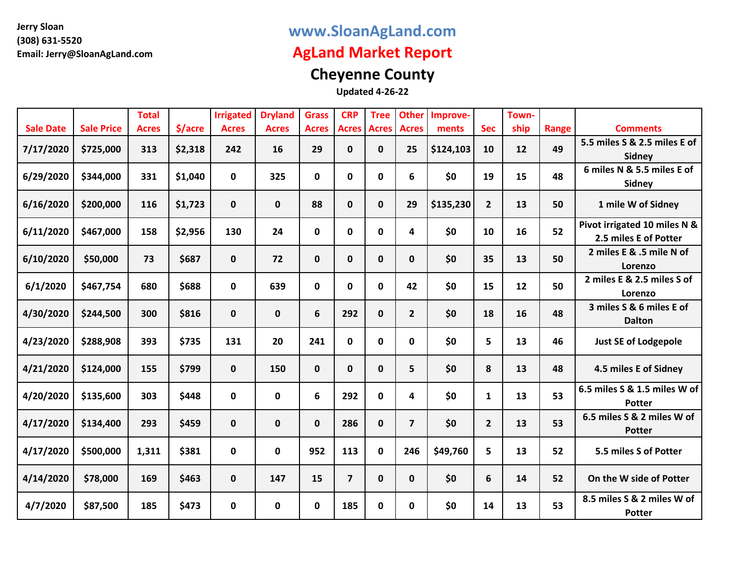Jerry Sloan
(308) 631-5520
Email: Jerry@SloanAgLand.com

# www.SloanAgLand.com

# AgLand Market Report

## Cheyenne County

**Updated 4-26-22**

| Sale Date | Sale Price | Total Acres | $/acre | Irrigated Acres | Dryland Acres | Grass Acres | CRP Acres | Tree Acres | Other Acres | Improve-ments | Sec | Town-ship | Range | Comments |
|---|---|---|---|---|---|---|---|---|---|---|---|---|---|---|
| 7/17/2020 | $725,000 | 313 | $2,318 | 242 | 16 | 29 | 0 | 0 | 25 | $124,103 | 10 | 12 | 49 | 5.5 miles S & 2.5 miles E of Sidney |
| 6/29/2020 | $344,000 | 331 | $1,040 | 0 | 325 | 0 | 0 | 0 | 6 | $0 | 19 | 15 | 48 | 6 miles N & 5.5 miles E of Sidney |
| 6/16/2020 | $200,000 | 116 | $1,723 | 0 | 0 | 88 | 0 | 0 | 29 | $135,230 | 2 | 13 | 50 | 1 mile W of Sidney |
| 6/11/2020 | $467,000 | 158 | $2,956 | 130 | 24 | 0 | 0 | 0 | 4 | $0 | 10 | 16 | 52 | Pivot irrigated 10 miles N & 2.5 miles E of Potter |
| 6/10/2020 | $50,000 | 73 | $687 | 0 | 72 | 0 | 0 | 0 | 0 | $0 | 35 | 13 | 50 | 2 miles E & .5 mile N of Lorenzo |
| 6/1/2020 | $467,754 | 680 | $688 | 0 | 639 | 0 | 0 | 0 | 42 | $0 | 15 | 12 | 50 | 2 miles E & 2.5 miles S of Lorenzo |
| 4/30/2020 | $244,500 | 300 | $816 | 0 | 0 | 6 | 292 | 0 | 2 | $0 | 18 | 16 | 48 | 3 miles S & 6 miles E of Dalton |
| 4/23/2020 | $288,908 | 393 | $735 | 131 | 20 | 241 | 0 | 0 | 0 | $0 | 5 | 13 | 46 | Just SE of Lodgepole |
| 4/21/2020 | $124,000 | 155 | $799 | 0 | 150 | 0 | 0 | 0 | 5 | $0 | 8 | 13 | 48 | 4.5 miles E of Sidney |
| 4/20/2020 | $135,600 | 303 | $448 | 0 | 0 | 6 | 292 | 0 | 4 | $0 | 1 | 13 | 53 | 6.5 miles S & 1.5 miles W of Potter |
| 4/17/2020 | $134,400 | 293 | $459 | 0 | 0 | 0 | 286 | 0 | 7 | $0 | 2 | 13 | 53 | 6.5 miles S & 2 miles W of Potter |
| 4/17/2020 | $500,000 | 1,311 | $381 | 0 | 0 | 952 | 113 | 0 | 246 | $49,760 | 5 | 13 | 52 | 5.5 miles S of Potter |
| 4/14/2020 | $78,000 | 169 | $463 | 0 | 147 | 15 | 7 | 0 | 0 | $0 | 6 | 14 | 52 | On the W side of Potter |
| 4/7/2020 | $87,500 | 185 | $473 | 0 | 0 | 0 | 185 | 0 | 0 | $0 | 14 | 13 | 53 | 8.5 miles S & 2 miles W of Potter |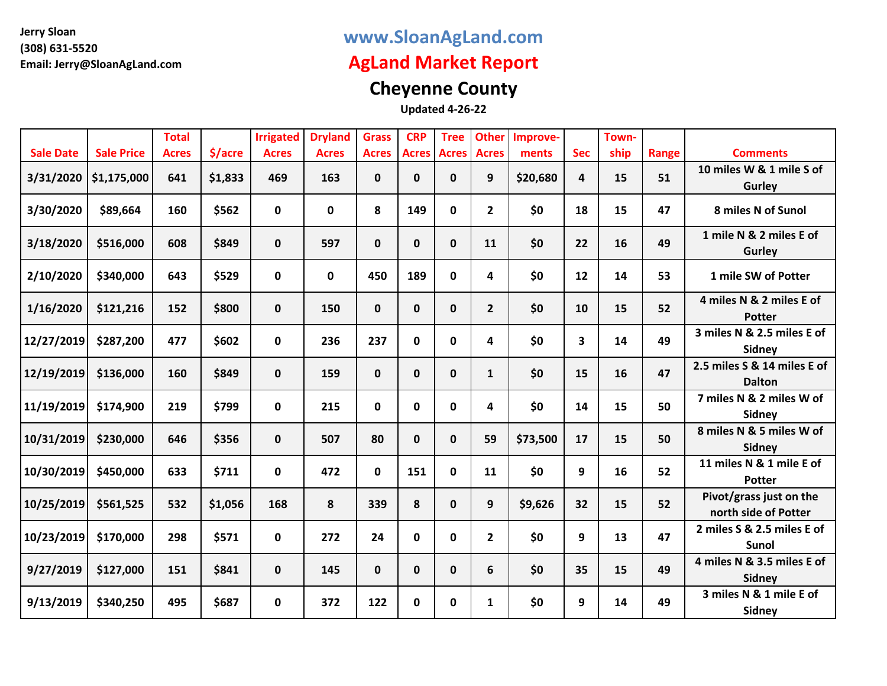Jerry Sloan
(308) 631-5520
Email: Jerry@SloanAgLand.com

# www.SloanAgLand.com

## AgLand Market Report

## Cheyenne County

Updated 4-26-22

| Sale Date | Sale Price | Total Acres | $/acre | Irrigated Acres | Dryland Acres | Grass Acres | CRP Acres | Tree Acres | Other Acres | Improve-ments | Sec | Town-ship | Range | Comments |
|---|---|---|---|---|---|---|---|---|---|---|---|---|---|---|
| 3/31/2020 | $1,175,000 | 641 | $1,833 | 469 | 163 | 0 | 0 | 0 | 9 | $20,680 | 4 | 15 | 51 | 10 miles W & 1 mile S of Gurley |
| 3/30/2020 | $89,664 | 160 | $562 | 0 | 0 | 8 | 149 | 0 | 2 | $0 | 18 | 15 | 47 | 8 miles N of Sunol |
| 3/18/2020 | $516,000 | 608 | $849 | 0 | 597 | 0 | 0 | 0 | 11 | $0 | 22 | 16 | 49 | 1 mile N & 2 miles E of Gurley |
| 2/10/2020 | $340,000 | 643 | $529 | 0 | 0 | 450 | 189 | 0 | 4 | $0 | 12 | 14 | 53 | 1 mile SW of Potter |
| 1/16/2020 | $121,216 | 152 | $800 | 0 | 150 | 0 | 0 | 0 | 2 | $0 | 10 | 15 | 52 | 4 miles N & 2 miles E of Potter |
| 12/27/2019 | $287,200 | 477 | $602 | 0 | 236 | 237 | 0 | 0 | 4 | $0 | 3 | 14 | 49 | 3 miles N & 2.5 miles E of Sidney |
| 12/19/2019 | $136,000 | 160 | $849 | 0 | 159 | 0 | 0 | 0 | 1 | $0 | 15 | 16 | 47 | 2.5 miles S & 14 miles E of Dalton |
| 11/19/2019 | $174,900 | 219 | $799 | 0 | 215 | 0 | 0 | 0 | 4 | $0 | 14 | 15 | 50 | 7 miles N & 2 miles W of Sidney |
| 10/31/2019 | $230,000 | 646 | $356 | 0 | 507 | 80 | 0 | 0 | 59 | $73,500 | 17 | 15 | 50 | 8 miles N & 5 miles W of Sidney |
| 10/30/2019 | $450,000 | 633 | $711 | 0 | 472 | 0 | 151 | 0 | 11 | $0 | 9 | 16 | 52 | 11 miles N & 1 mile E of Potter |
| 10/25/2019 | $561,525 | 532 | $1,056 | 168 | 8 | 339 | 8 | 0 | 9 | $9,626 | 32 | 15 | 52 | Pivot/grass just on the north side of Potter |
| 10/23/2019 | $170,000 | 298 | $571 | 0 | 272 | 24 | 0 | 0 | 2 | $0 | 9 | 13 | 47 | 2 miles S & 2.5 miles E of Sunol |
| 9/27/2019 | $127,000 | 151 | $841 | 0 | 145 | 0 | 0 | 0 | 6 | $0 | 35 | 15 | 49 | 4 miles N & 3.5 miles E of Sidney |
| 9/13/2019 | $340,250 | 495 | $687 | 0 | 372 | 122 | 0 | 0 | 1 | $0 | 9 | 14 | 49 | 3 miles N & 1 mile E of Sidney |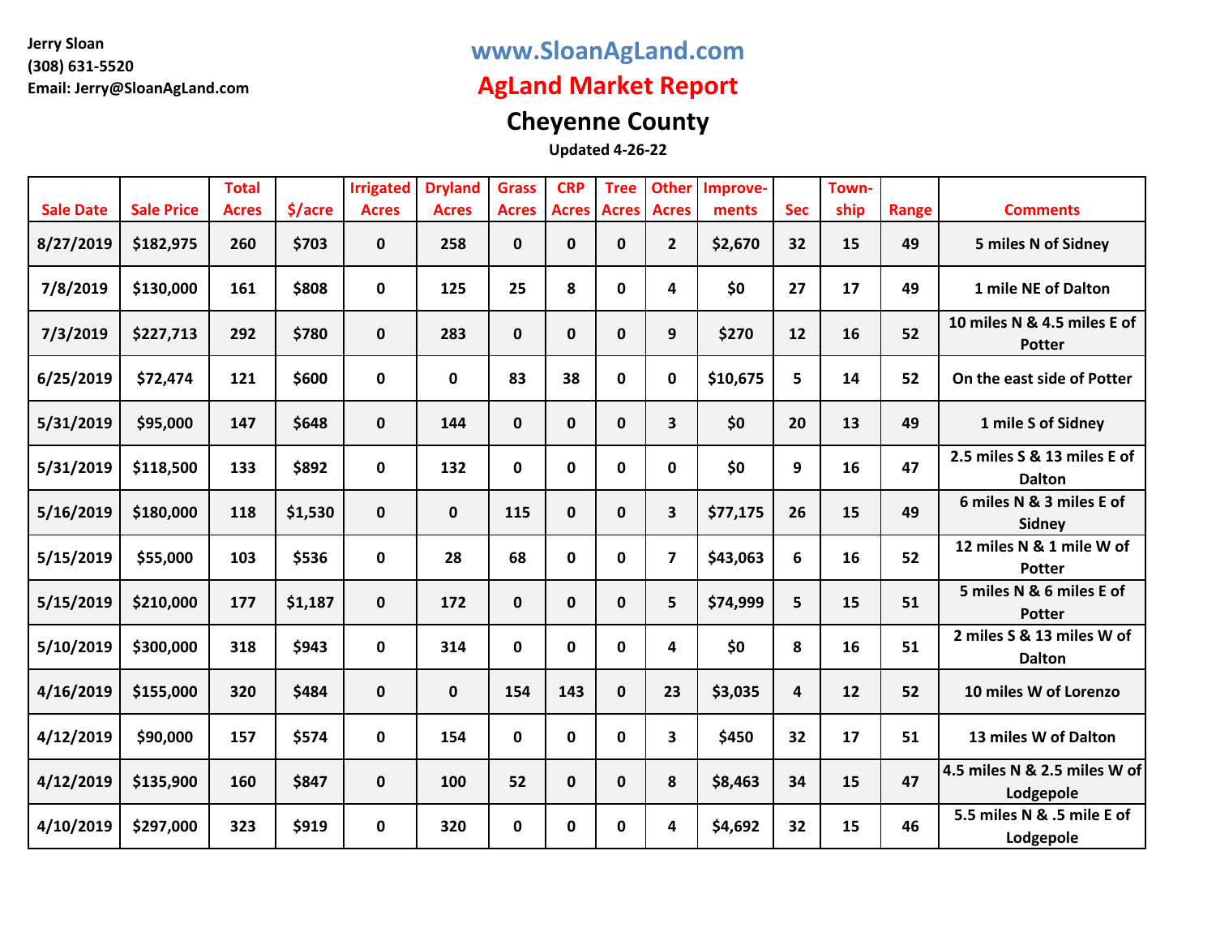Jerry Sloan
(308) 631-5520
Email: Jerry@SloanAgLand.com

## www.SloanAgLand.com

# AgLand Market Report

## Cheyenne County

**Updated 4-26-22**

| Sale Date | Sale Price | Total Acres | $/acre | Irrigated Acres | Dryland Acres | Grass Acres | CRP Acres | Tree Acres | Other Acres | Improve-ments | Sec | Town-ship | Range | Comments |
|---|---|---|---|---|---|---|---|---|---|---|---|---|---|---|
| 8/27/2019 | $182,975 | 260 | $703 | 0 | 258 | 0 | 0 | 0 | 2 | $2,670 | 32 | 15 | 49 | 5 miles N of Sidney |
| 7/8/2019 | $130,000 | 161 | $808 | 0 | 125 | 25 | 8 | 0 | 4 | $0 | 27 | 17 | 49 | 1 mile NE of Dalton |
| 7/3/2019 | $227,713 | 292 | $780 | 0 | 283 | 0 | 0 | 0 | 9 | $270 | 12 | 16 | 52 | 10 miles N & 4.5 miles E of Potter |
| 6/25/2019 | $72,474 | 121 | $600 | 0 | 0 | 83 | 38 | 0 | 0 | $10,675 | 5 | 14 | 52 | On the east side of Potter |
| 5/31/2019 | $95,000 | 147 | $648 | 0 | 144 | 0 | 0 | 0 | 3 | $0 | 20 | 13 | 49 | 1 mile S of Sidney |
| 5/31/2019 | $118,500 | 133 | $892 | 0 | 132 | 0 | 0 | 0 | 0 | $0 | 9 | 16 | 47 | 2.5 miles S & 13 miles E of Dalton |
| 5/16/2019 | $180,000 | 118 | $1,530 | 0 | 0 | 115 | 0 | 0 | 3 | $77,175 | 26 | 15 | 49 | 6 miles N & 3 miles E of Sidney |
| 5/15/2019 | $55,000 | 103 | $536 | 0 | 28 | 68 | 0 | 0 | 7 | $43,063 | 6 | 16 | 52 | 12 miles N & 1 mile W of Potter |
| 5/15/2019 | $210,000 | 177 | $1,187 | 0 | 172 | 0 | 0 | 0 | 5 | $74,999 | 5 | 15 | 51 | 5 miles N & 6 miles E of Potter |
| 5/10/2019 | $300,000 | 318 | $943 | 0 | 314 | 0 | 0 | 0 | 4 | $0 | 8 | 16 | 51 | 2 miles S & 13 miles W of Dalton |
| 4/16/2019 | $155,000 | 320 | $484 | 0 | 0 | 154 | 143 | 0 | 23 | $3,035 | 4 | 12 | 52 | 10 miles W of Lorenzo |
| 4/12/2019 | $90,000 | 157 | $574 | 0 | 154 | 0 | 0 | 0 | 3 | $450 | 32 | 17 | 51 | 13 miles W of Dalton |
| 4/12/2019 | $135,900 | 160 | $847 | 0 | 100 | 52 | 0 | 0 | 8 | $8,463 | 34 | 15 | 47 | 4.5 miles N & 2.5 miles W of Lodgepole |
| 4/10/2019 | $297,000 | 323 | $919 | 0 | 320 | 0 | 0 | 0 | 4 | $4,692 | 32 | 15 | 46 | 5.5 miles N & .5 mile E of Lodgepole |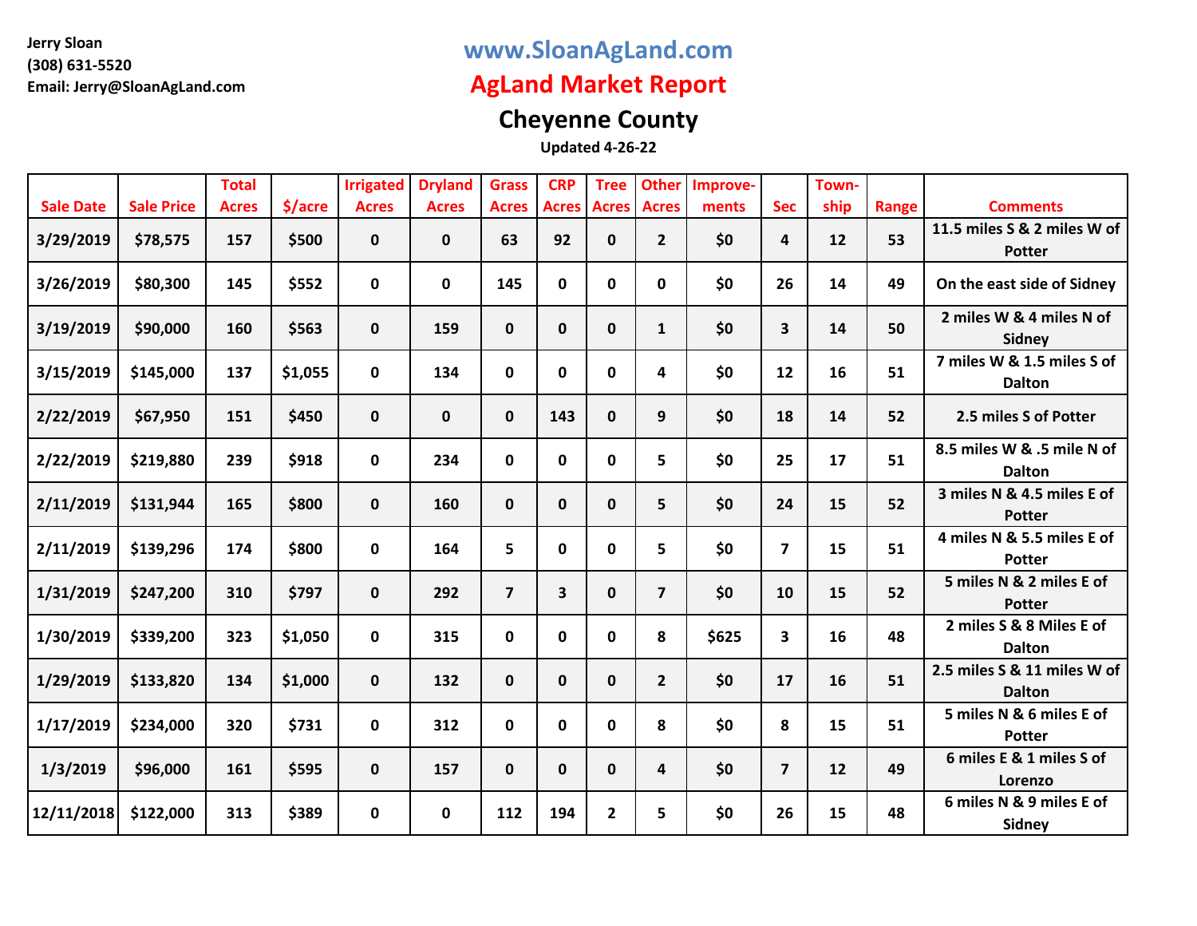Jerry Sloan
(308) 631-5520
Email: Jerry@SloanAgLand.com

# www.SloanAgLand.com

# AgLand Market Report

## Cheyenne County

**Updated 4-26-22**

| Sale Date | Sale Price | Total Acres | $/acre | Irrigated Acres | Dryland Acres | Grass Acres | CRP Acres | Tree Acres | Other Acres | Improve-ments | Sec | Town-ship | Range | Comments |
|---|---|---|---|---|---|---|---|---|---|---|---|---|---|---|
| 3/29/2019 | $78,575 | 157 | $500 | 0 | 0 | 63 | 92 | 0 | 2 | $0 | 4 | 12 | 53 | 11.5 miles S & 2 miles W of Potter |
| 3/26/2019 | $80,300 | 145 | $552 | 0 | 0 | 145 | 0 | 0 | 0 | $0 | 26 | 14 | 49 | On the east side of Sidney |
| 3/19/2019 | $90,000 | 160 | $563 | 0 | 159 | 0 | 0 | 0 | 1 | $0 | 3 | 14 | 50 | 2 miles W & 4 miles N of Sidney |
| 3/15/2019 | $145,000 | 137 | $1,055 | 0 | 134 | 0 | 0 | 0 | 4 | $0 | 12 | 16 | 51 | 7 miles W & 1.5 miles S of Dalton |
| 2/22/2019 | $67,950 | 151 | $450 | 0 | 0 | 0 | 143 | 0 | 9 | $0 | 18 | 14 | 52 | 2.5 miles S of Potter |
| 2/22/2019 | $219,880 | 239 | $918 | 0 | 234 | 0 | 0 | 0 | 5 | $0 | 25 | 17 | 51 | 8.5 miles W & .5 mile N of Dalton |
| 2/11/2019 | $131,944 | 165 | $800 | 0 | 160 | 0 | 0 | 0 | 5 | $0 | 24 | 15 | 52 | 3 miles N & 4.5 miles E of Potter |
| 2/11/2019 | $139,296 | 174 | $800 | 0 | 164 | 5 | 0 | 0 | 5 | $0 | 7 | 15 | 51 | 4 miles N & 5.5 miles E of Potter |
| 1/31/2019 | $247,200 | 310 | $797 | 0 | 292 | 7 | 3 | 0 | 7 | $0 | 10 | 15 | 52 | 5 miles N & 2 miles E of Potter |
| 1/30/2019 | $339,200 | 323 | $1,050 | 0 | 315 | 0 | 0 | 0 | 8 | $625 | 3 | 16 | 48 | 2 miles S & 8 Miles E of Dalton |
| 1/29/2019 | $133,820 | 134 | $1,000 | 0 | 132 | 0 | 0 | 0 | 2 | $0 | 17 | 16 | 51 | 2.5 miles S & 11 miles W of Dalton |
| 1/17/2019 | $234,000 | 320 | $731 | 0 | 312 | 0 | 0 | 0 | 8 | $0 | 8 | 15 | 51 | 5 miles N & 6 miles E of Potter |
| 1/3/2019 | $96,000 | 161 | $595 | 0 | 157 | 0 | 0 | 0 | 4 | $0 | 7 | 12 | 49 | 6 miles E & 1 miles S of Lorenzo |
| 12/11/2018 | $122,000 | 313 | $389 | 0 | 0 | 112 | 194 | 2 | 5 | $0 | 26 | 15 | 48 | 6 miles N & 9 miles E of Sidney |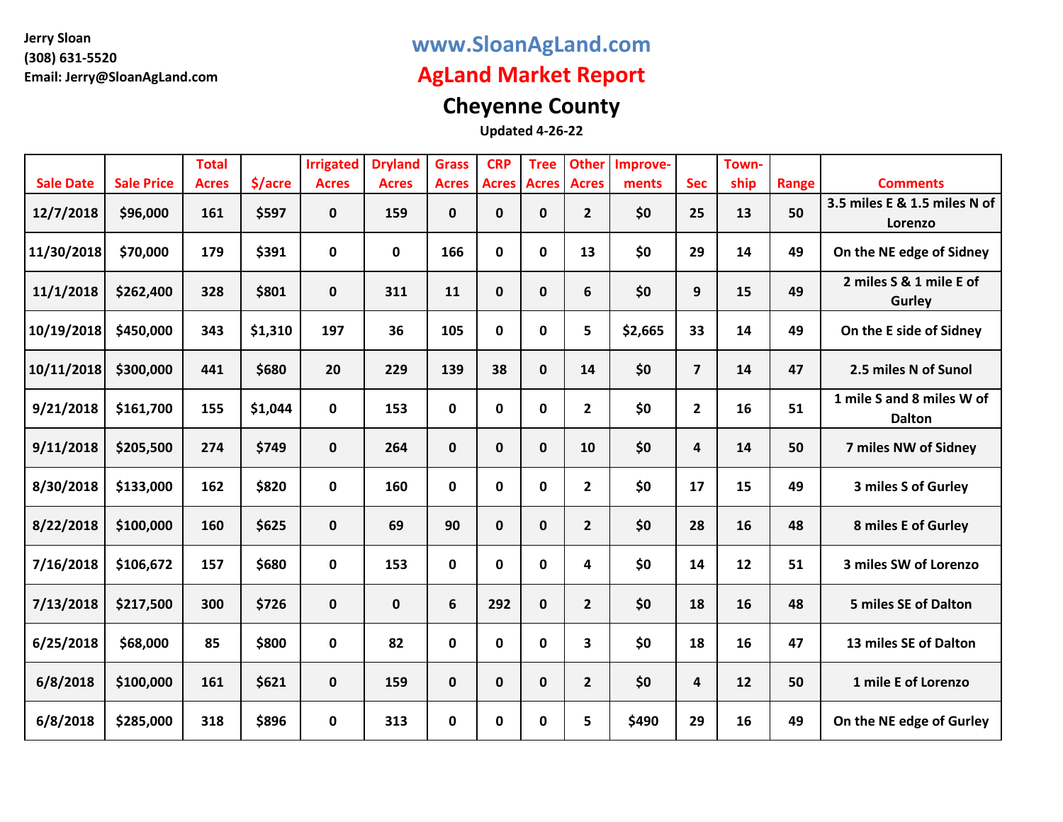Jerry Sloan
(308) 631-5520
Email: Jerry@SloanAgLand.com

# www.SloanAgLand.com
# AgLand Market Report
## Cheyenne County
**Updated 4-26-22**

| Sale Date | Sale Price | Total Acres | $/acre | Irrigated Acres | Dryland Acres | Grass Acres | CRP Acres | Tree Acres | Other Acres | Improve-ments | Sec | Town-ship | Range | Comments |
|---|---|---|---|---|---|---|---|---|---|---|---|---|---|---|
| 12/7/2018 | $96,000 | 161 | $597 | 0 | 159 | 0 | 0 | 0 | 2 | $0 | 25 | 13 | 50 | 3.5 miles E & 1.5 miles N of Lorenzo |
| 11/30/2018 | $70,000 | 179 | $391 | 0 | 0 | 166 | 0 | 0 | 13 | $0 | 29 | 14 | 49 | On the NE edge of Sidney |
| 11/1/2018 | $262,400 | 328 | $801 | 0 | 311 | 11 | 0 | 0 | 6 | $0 | 9 | 15 | 49 | 2 miles S & 1 mile E of Gurley |
| 10/19/2018 | $450,000 | 343 | $1,310 | 197 | 36 | 105 | 0 | 0 | 5 | $2,665 | 33 | 14 | 49 | On the E side of Sidney |
| 10/11/2018 | $300,000 | 441 | $680 | 20 | 229 | 139 | 38 | 0 | 14 | $0 | 7 | 14 | 47 | 2.5 miles N of Sunol |
| 9/21/2018 | $161,700 | 155 | $1,044 | 0 | 153 | 0 | 0 | 0 | 2 | $0 | 2 | 16 | 51 | 1 mile S and 8 miles W of Dalton |
| 9/11/2018 | $205,500 | 274 | $749 | 0 | 264 | 0 | 0 | 0 | 10 | $0 | 4 | 14 | 50 | 7 miles NW of Sidney |
| 8/30/2018 | $133,000 | 162 | $820 | 0 | 160 | 0 | 0 | 0 | 2 | $0 | 17 | 15 | 49 | 3 miles S of Gurley |
| 8/22/2018 | $100,000 | 160 | $625 | 0 | 69 | 90 | 0 | 0 | 2 | $0 | 28 | 16 | 48 | 8 miles E of Gurley |
| 7/16/2018 | $106,672 | 157 | $680 | 0 | 153 | 0 | 0 | 0 | 4 | $0 | 14 | 12 | 51 | 3 miles SW of Lorenzo |
| 7/13/2018 | $217,500 | 300 | $726 | 0 | 0 | 6 | 292 | 0 | 2 | $0 | 18 | 16 | 48 | 5 miles SE of Dalton |
| 6/25/2018 | $68,000 | 85 | $800 | 0 | 82 | 0 | 0 | 0 | 3 | $0 | 18 | 16 | 47 | 13 miles SE of Dalton |
| 6/8/2018 | $100,000 | 161 | $621 | 0 | 159 | 0 | 0 | 0 | 2 | $0 | 4 | 12 | 50 | 1 mile E of Lorenzo |
| 6/8/2018 | $285,000 | 318 | $896 | 0 | 313 | 0 | 0 | 0 | 5 | $490 | 29 | 16 | 49 | On the NE edge of Gurley |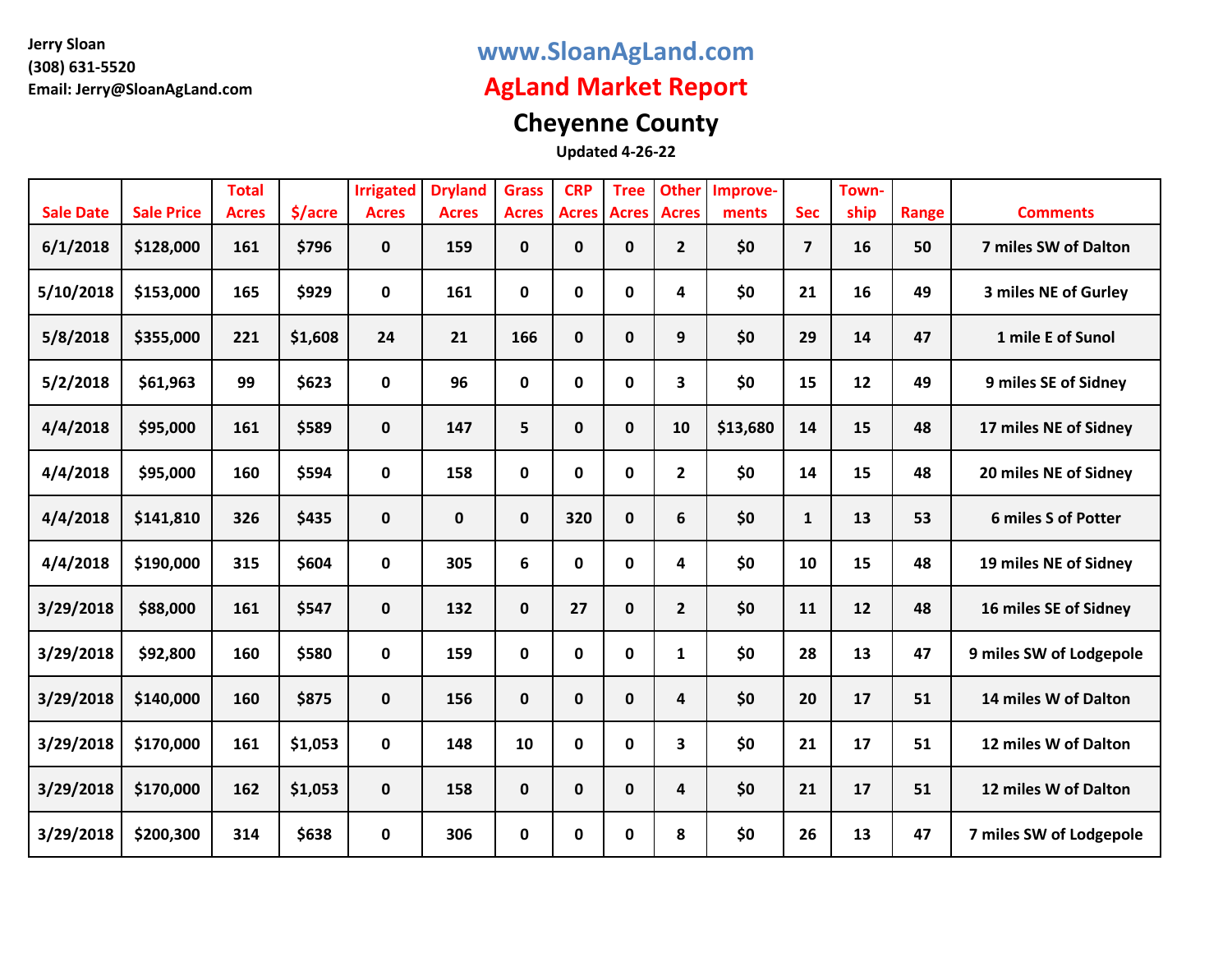Jerry Sloan
(308) 631-5520
Email: Jerry@SloanAgLand.com

# www.SloanAgLand.com

# AgLand Market Report

## Cheyenne County

**Updated 4-26-22**

| Sale Date | Sale Price | Total Acres | $/acre | Irrigated Acres | Dryland Acres | Grass Acres | CRP Acres | Tree Acres | Other Acres | Improve-ments | Sec | Town-ship | Range | Comments |
|---|---|---|---|---|---|---|---|---|---|---|---|---|---|---|
| 6/1/2018 | $128,000 | 161 | $796 | 0 | 159 | 0 | 0 | 0 | 2 | $0 | 7 | 16 | 50 | 7 miles SW of Dalton |
| 5/10/2018 | $153,000 | 165 | $929 | 0 | 161 | 0 | 0 | 0 | 4 | $0 | 21 | 16 | 49 | 3 miles NE of Gurley |
| 5/8/2018 | $355,000 | 221 | $1,608 | 24 | 21 | 166 | 0 | 0 | 9 | $0 | 29 | 14 | 47 | 1 mile E of Sunol |
| 5/2/2018 | $61,963 | 99 | $623 | 0 | 96 | 0 | 0 | 0 | 3 | $0 | 15 | 12 | 49 | 9 miles SE of Sidney |
| 4/4/2018 | $95,000 | 161 | $589 | 0 | 147 | 5 | 0 | 0 | 10 | $13,680 | 14 | 15 | 48 | 17 miles NE of Sidney |
| 4/4/2018 | $95,000 | 160 | $594 | 0 | 158 | 0 | 0 | 0 | 2 | $0 | 14 | 15 | 48 | 20 miles NE of Sidney |
| 4/4/2018 | $141,810 | 326 | $435 | 0 | 0 | 0 | 320 | 0 | 6 | $0 | 1 | 13 | 53 | 6 miles S of Potter |
| 4/4/2018 | $190,000 | 315 | $604 | 0 | 305 | 6 | 0 | 0 | 4 | $0 | 10 | 15 | 48 | 19 miles NE of Sidney |
| 3/29/2018 | $88,000 | 161 | $547 | 0 | 132 | 0 | 27 | 0 | 2 | $0 | 11 | 12 | 48 | 16 miles SE of Sidney |
| 3/29/2018 | $92,800 | 160 | $580 | 0 | 159 | 0 | 0 | 0 | 1 | $0 | 28 | 13 | 47 | 9 miles SW of Lodgepole |
| 3/29/2018 | $140,000 | 160 | $875 | 0 | 156 | 0 | 0 | 0 | 4 | $0 | 20 | 17 | 51 | 14 miles W of Dalton |
| 3/29/2018 | $170,000 | 161 | $1,053 | 0 | 148 | 10 | 0 | 0 | 3 | $0 | 21 | 17 | 51 | 12 miles W of Dalton |
| 3/29/2018 | $170,000 | 162 | $1,053 | 0 | 158 | 0 | 0 | 0 | 4 | $0 | 21 | 17 | 51 | 12 miles W of Dalton |
| 3/29/2018 | $200,300 | 314 | $638 | 0 | 306 | 0 | 0 | 0 | 8 | $0 | 26 | 13 | 47 | 7 miles SW of Lodgepole |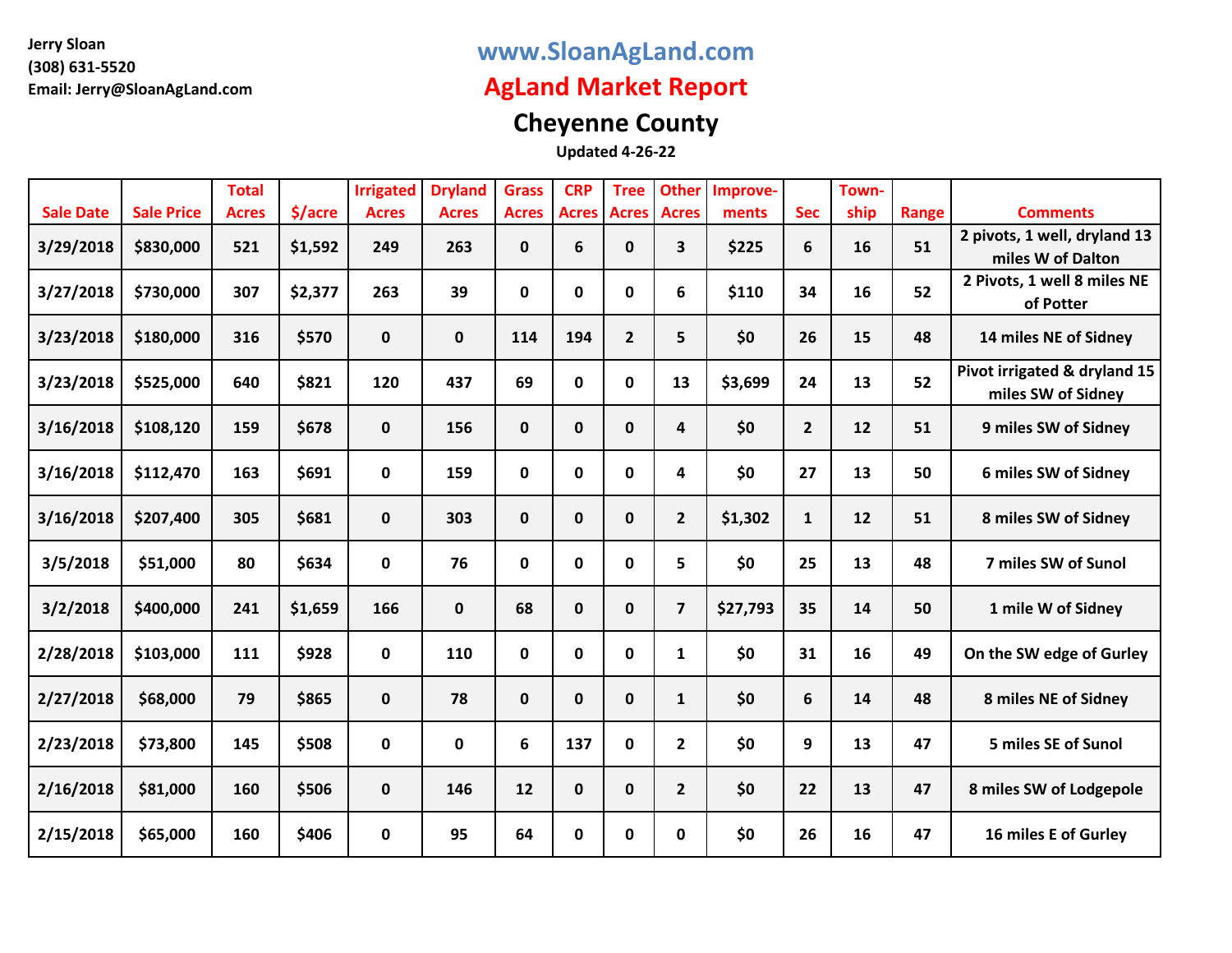Jerry Sloan
(308) 631-5520
Email: Jerry@SloanAgLand.com

# www.SloanAgLand.com

# AgLand Market Report

## Cheyenne County

**Updated 4-26-22**

| Sale Date | Sale Price | Total Acres | $/acre | Irrigated Acres | Dryland Acres | Grass Acres | CRP Acres | Tree Acres | Other Acres | Improve-ments | Sec | Town-ship | Range | Comments |
|---|---|---|---|---|---|---|---|---|---|---|---|---|---|---|
| 3/29/2018 | $830,000 | 521 | $1,592 | 249 | 263 | 0 | 6 | 0 | 3 | $225 | 6 | 16 | 51 | 2 pivots, 1 well, dryland 13 miles W of Dalton |
| 3/27/2018 | $730,000 | 307 | $2,377 | 263 | 39 | 0 | 0 | 0 | 6 | $110 | 34 | 16 | 52 | 2 Pivots, 1 well 8 miles NE of Potter |
| 3/23/2018 | $180,000 | 316 | $570 | 0 | 0 | 114 | 194 | 2 | 5 | $0 | 26 | 15 | 48 | 14 miles NE of Sidney |
| 3/23/2018 | $525,000 | 640 | $821 | 120 | 437 | 69 | 0 | 0 | 13 | $3,699 | 24 | 13 | 52 | Pivot irrigated & dryland 15 miles SW of Sidney |
| 3/16/2018 | $108,120 | 159 | $678 | 0 | 156 | 0 | 0 | 0 | 4 | $0 | 2 | 12 | 51 | 9 miles SW of Sidney |
| 3/16/2018 | $112,470 | 163 | $691 | 0 | 159 | 0 | 0 | 0 | 4 | $0 | 27 | 13 | 50 | 6 miles SW of Sidney |
| 3/16/2018 | $207,400 | 305 | $681 | 0 | 303 | 0 | 0 | 0 | 2 | $1,302 | 1 | 12 | 51 | 8 miles SW of Sidney |
| 3/5/2018 | $51,000 | 80 | $634 | 0 | 76 | 0 | 0 | 0 | 5 | $0 | 25 | 13 | 48 | 7 miles SW of Sunol |
| 3/2/2018 | $400,000 | 241 | $1,659 | 166 | 0 | 68 | 0 | 0 | 7 | $27,793 | 35 | 14 | 50 | 1 mile W of Sidney |
| 2/28/2018 | $103,000 | 111 | $928 | 0 | 110 | 0 | 0 | 0 | 1 | $0 | 31 | 16 | 49 | On the SW edge of Gurley |
| 2/27/2018 | $68,000 | 79 | $865 | 0 | 78 | 0 | 0 | 0 | 1 | $0 | 6 | 14 | 48 | 8 miles NE of Sidney |
| 2/23/2018 | $73,800 | 145 | $508 | 0 | 0 | 6 | 137 | 0 | 2 | $0 | 9 | 13 | 47 | 5 miles SE of Sunol |
| 2/16/2018 | $81,000 | 160 | $506 | 0 | 146 | 12 | 0 | 0 | 2 | $0 | 22 | 13 | 47 | 8 miles SW of Lodgepole |
| 2/15/2018 | $65,000 | 160 | $406 | 0 | 95 | 64 | 0 | 0 | 0 | $0 | 26 | 16 | 47 | 16 miles E of Gurley |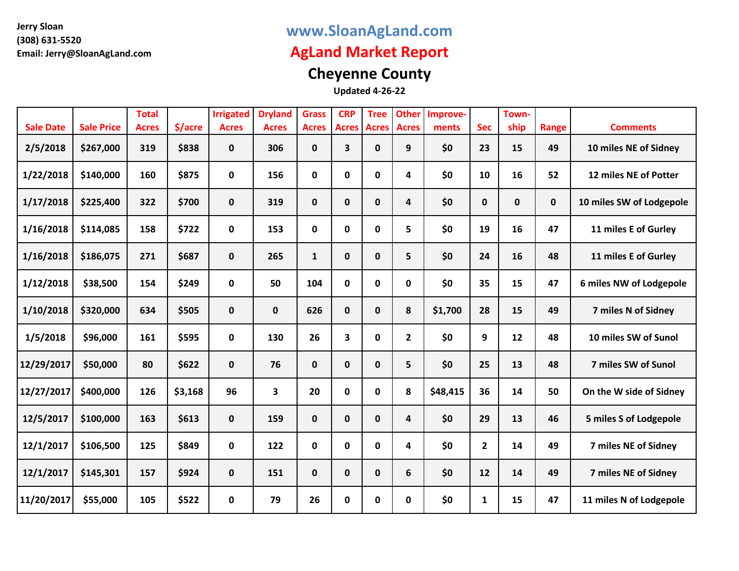Jerry Sloan
(308) 631-5520
Email: Jerry@SloanAgLand.com

# www.SloanAgLand.com

# AgLand Market Report

## Cheyenne County

**Updated 4-26-22**

| Sale Date | Sale Price | Total Acres | $/acre | Irrigated Acres | Dryland Acres | Grass Acres | CRP Acres | Tree Acres | Other Acres | Improve-ments | Sec | Town-ship | Range | Comments |
|---|---|---|---|---|---|---|---|---|---|---|---|---|---|---|
| 2/5/2018 | $267,000 | 319 | $838 | 0 | 306 | 0 | 3 | 0 | 9 | $0 | 23 | 15 | 49 | 10 miles NE of Sidney |
| 1/22/2018 | $140,000 | 160 | $875 | 0 | 156 | 0 | 0 | 0 | 4 | $0 | 10 | 16 | 52 | 12 miles NE of Potter |
| 1/17/2018 | $225,400 | 322 | $700 | 0 | 319 | 0 | 0 | 0 | 4 | $0 | 0 | 0 | 0 | 10 miles SW of Lodgepole |
| 1/16/2018 | $114,085 | 158 | $722 | 0 | 153 | 0 | 0 | 0 | 5 | $0 | 19 | 16 | 47 | 11 miles E of Gurley |
| 1/16/2018 | $186,075 | 271 | $687 | 0 | 265 | 1 | 0 | 0 | 5 | $0 | 24 | 16 | 48 | 11 miles E of Gurley |
| 1/12/2018 | $38,500 | 154 | $249 | 0 | 50 | 104 | 0 | 0 | 0 | $0 | 35 | 15 | 47 | 6 miles NW of Lodgepole |
| 1/10/2018 | $320,000 | 634 | $505 | 0 | 0 | 626 | 0 | 0 | 8 | $1,700 | 28 | 15 | 49 | 7 miles N of Sidney |
| 1/5/2018 | $96,000 | 161 | $595 | 0 | 130 | 26 | 3 | 0 | 2 | $0 | 9 | 12 | 48 | 10 miles SW of Sunol |
| 12/29/2017 | $50,000 | 80 | $622 | 0 | 76 | 0 | 0 | 0 | 5 | $0 | 25 | 13 | 48 | 7 miles SW of Sunol |
| 12/27/2017 | $400,000 | 126 | $3,168 | 96 | 3 | 20 | 0 | 0 | 8 | $48,415 | 36 | 14 | 50 | On the W side of Sidney |
| 12/5/2017 | $100,000 | 163 | $613 | 0 | 159 | 0 | 0 | 0 | 4 | $0 | 29 | 13 | 46 | 5 miles S of Lodgepole |
| 12/1/2017 | $106,500 | 125 | $849 | 0 | 122 | 0 | 0 | 0 | 4 | $0 | 2 | 14 | 49 | 7 miles NE of Sidney |
| 12/1/2017 | $145,301 | 157 | $924 | 0 | 151 | 0 | 0 | 0 | 6 | $0 | 12 | 14 | 49 | 7 miles NE of Sidney |
| 11/20/2017 | $55,000 | 105 | $522 | 0 | 79 | 26 | 0 | 0 | 0 | $0 | 1 | 15 | 47 | 11 miles N of Lodgepole |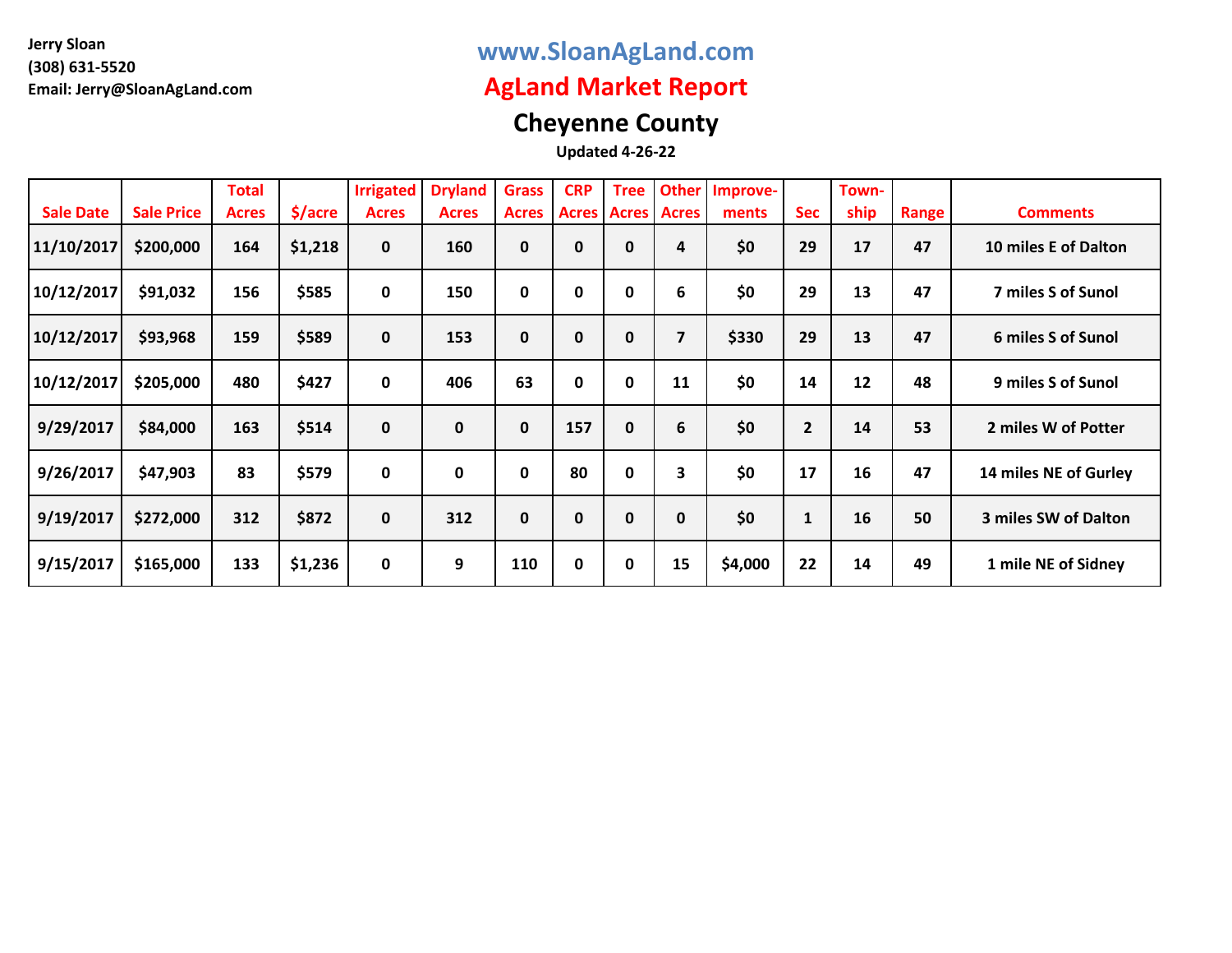Jerry Sloan
(308) 631-5520
Email: Jerry@SloanAgLand.com

# www.SloanAgLand.com

## AgLand Market Report

## Cheyenne County

**Updated 4-26-22**

| Sale Date | Sale Price | Total Acres | $/acre | Irrigated Acres | Dryland Acres | Grass Acres | CRP Acres | Tree Acres | Other Acres | Improve-ments | Sec | Town-ship | Range | Comments |
|---|---|---|---|---|---|---|---|---|---|---|---|---|---|---|
| 11/10/2017 | $200,000 | 164 | $1,218 | 0 | 160 | 0 | 0 | 0 | 4 | $0 | 29 | 17 | 47 | 10 miles E of Dalton |
| 10/12/2017 | $91,032 | 156 | $585 | 0 | 150 | 0 | 0 | 0 | 6 | $0 | 29 | 13 | 47 | 7 miles S of Sunol |
| 10/12/2017 | $93,968 | 159 | $589 | 0 | 153 | 0 | 0 | 0 | 7 | $330 | 29 | 13 | 47 | 6 miles S of Sunol |
| 10/12/2017 | $205,000 | 480 | $427 | 0 | 406 | 63 | 0 | 0 | 11 | $0 | 14 | 12 | 48 | 9 miles S of Sunol |
| 9/29/2017 | $84,000 | 163 | $514 | 0 | 0 | 0 | 157 | 0 | 6 | $0 | 2 | 14 | 53 | 2 miles W of Potter |
| 9/26/2017 | $47,903 | 83 | $579 | 0 | 0 | 0 | 80 | 0 | 3 | $0 | 17 | 16 | 47 | 14 miles NE of Gurley |
| 9/19/2017 | $272,000 | 312 | $872 | 0 | 312 | 0 | 0 | 0 | 0 | $0 | 1 | 16 | 50 | 3 miles SW of Dalton |
| 9/15/2017 | $165,000 | 133 | $1,236 | 0 | 9 | 110 | 0 | 0 | 15 | $4,000 | 22 | 14 | 49 | 1 mile NE of Sidney |